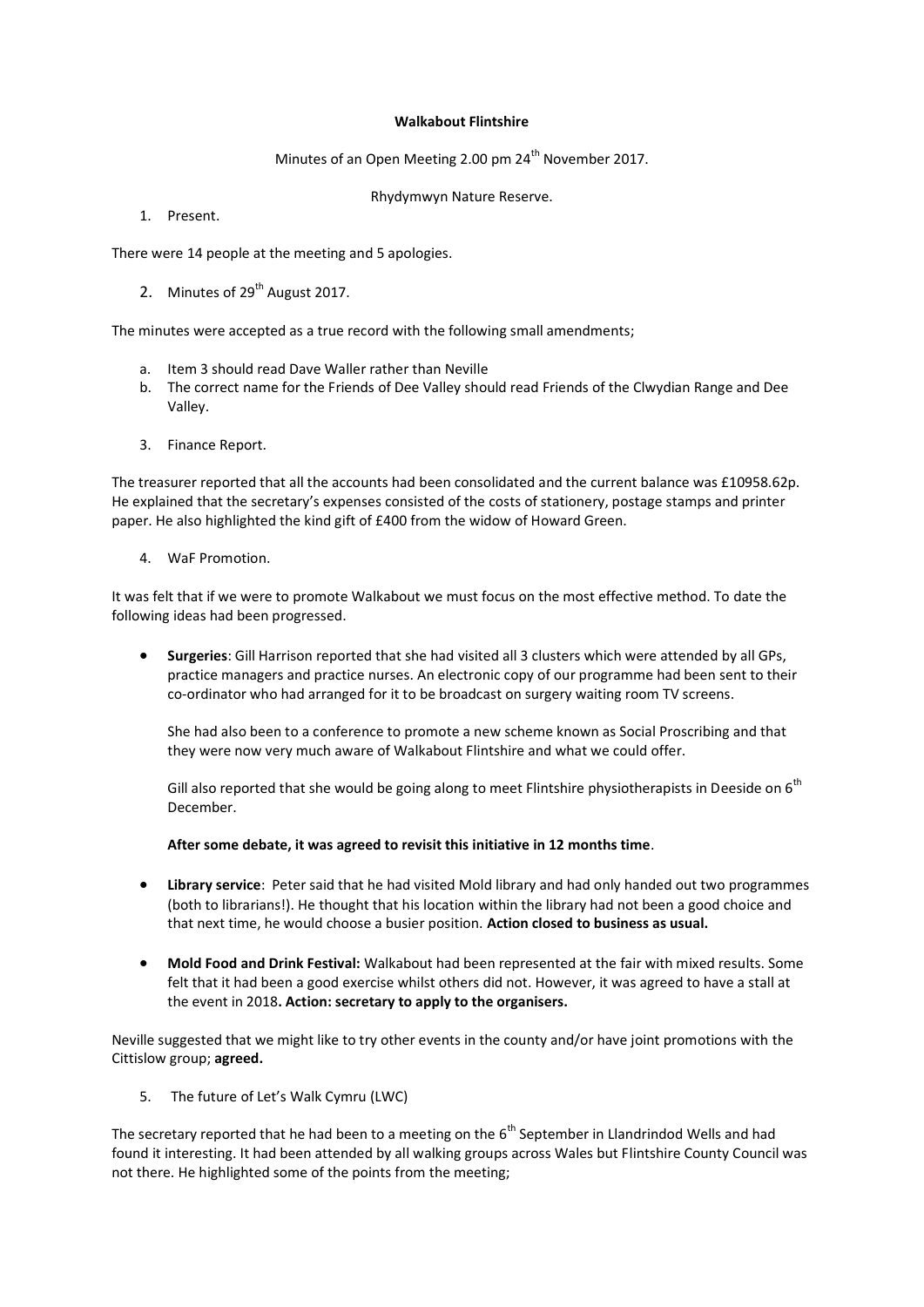**Walkabout Flintshire**

Minutes of an Open Meeting 2.00 pm 24th November 2017.

Rhydymwyn Nature Reserve.

1. Present.

There were 14 people at the meeting and 5 apologies.

2. Minutes of 29th August 2017.

The minutes were accepted as a true record with the following small amendments;

a. Item 3 should read Dave Waller rather than Neville
b. The correct name for the Friends of Dee Valley should read Friends of the Clwydian Range and Dee Valley.

3. Finance Report.

The treasurer reported that all the accounts had been consolidated and the current balance was £10958.62p. He explained that the secretary's expenses consisted of the costs of stationery, postage stamps and printer paper. He also highlighted the kind gift of £400 from the widow of Howard Green.

4. WaF Promotion.

It was felt that if we were to promote Walkabout we must focus on the most effective method. To date the following ideas had been progressed.

- **Surgeries**: Gill Harrison reported that she had visited all 3 clusters which were attended by all GPs, practice managers and practice nurses. An electronic copy of our programme had been sent to their co-ordinator who had arranged for it to be broadcast on surgery waiting room TV screens.

  She had also been to a conference to promote a new scheme known as Social Proscribing and that they were now very much aware of Walkabout Flintshire and what we could offer.

  Gill also reported that she would be going along to meet Flintshire physiotherapists in Deeside on 6th December.

  **After some debate, it was agreed to revisit this initiative in 12 months time**.

- **Library service**: Peter said that he had visited Mold library and had only handed out two programmes (both to librarians!). He thought that his location within the library had not been a good choice and that next time, he would choose a busier position. **Action closed to business as usual.**

- **Mold Food and Drink Festival:** Walkabout had been represented at the fair with mixed results. Some felt that it had been a good exercise whilst others did not. However, it was agreed to have a stall at the event in 2018**. Action: secretary to apply to the organisers.**

Neville suggested that we might like to try other events in the county and/or have joint promotions with the Cittislow group; **agreed.**

5. The future of Let's Walk Cymru (LWC)

The secretary reported that he had been to a meeting on the 6th September in Llandrindod Wells and had found it interesting. It had been attended by all walking groups across Wales but Flintshire County Council was not there. He highlighted some of the points from the meeting;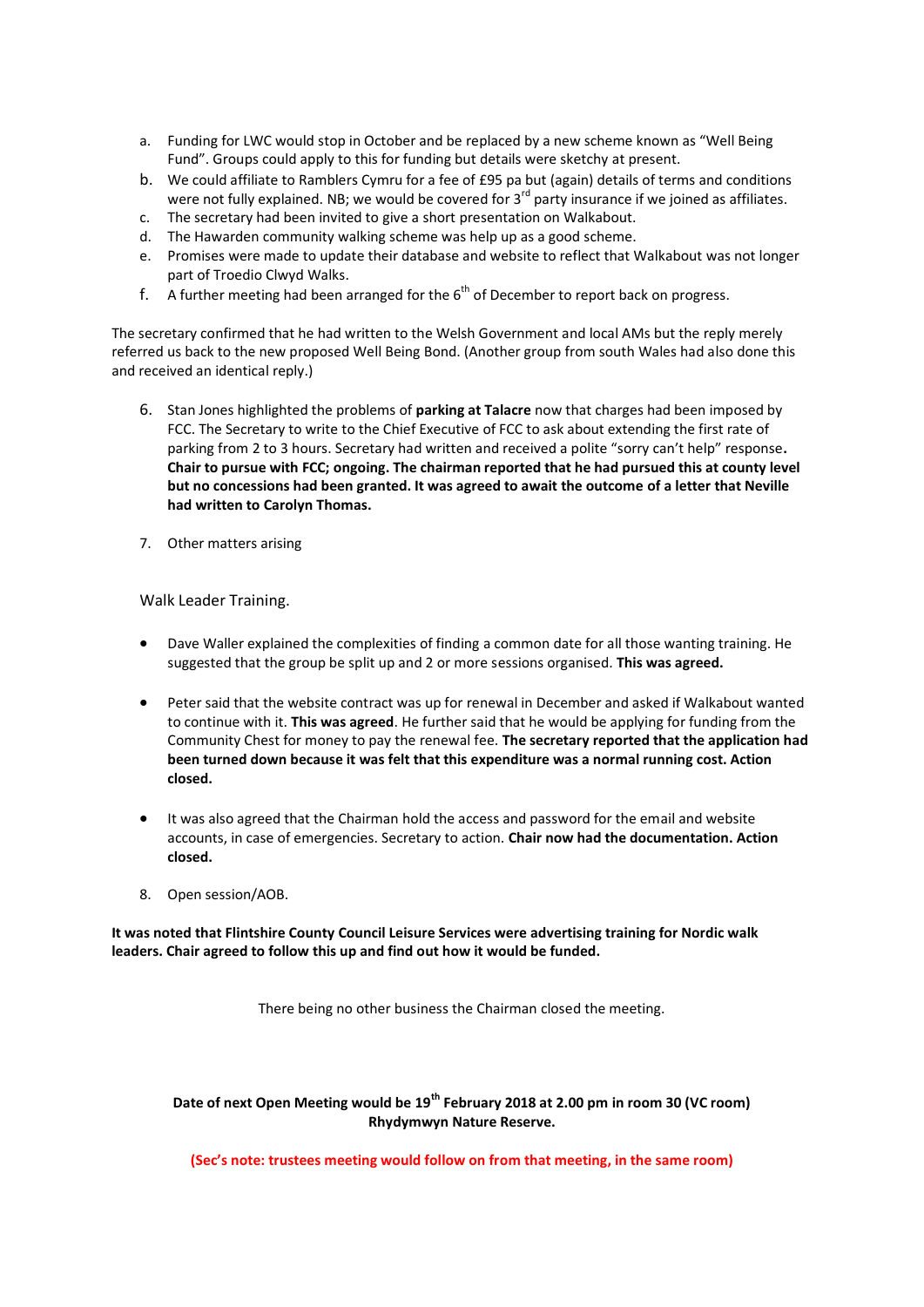a. Funding for LWC would stop in October and be replaced by a new scheme known as "Well Being Fund". Groups could apply to this for funding but details were sketchy at present.
b. We could affiliate to Ramblers Cymru for a fee of £95 pa but (again) details of terms and conditions were not fully explained. NB; we would be covered for 3rd party insurance if we joined as affiliates.
c. The secretary had been invited to give a short presentation on Walkabout.
d. The Hawarden community walking scheme was help up as a good scheme.
e. Promises were made to update their database and website to reflect that Walkabout was not longer part of Troedio Clwyd Walks.
f. A further meeting had been arranged for the 6th of December to report back on progress.

The secretary confirmed that he had written to the Welsh Government and local AMs but the reply merely referred us back to the new proposed Well Being Bond. (Another group from south Wales had also done this and received an identical reply.)

6. Stan Jones highlighted the problems of **parking at Talacre** now that charges had been imposed by FCC. The Secretary to write to the Chief Executive of FCC to ask about extending the first rate of parking from 2 to 3 hours. Secretary had written and received a polite "sorry can't help" response**. Chair to pursue with FCC; ongoing. The chairman reported that he had pursued this at county level but no concessions had been granted. It was agreed to await the outcome of a letter that Neville had written to Carolyn Thomas.**

7. Other matters arising

Walk Leader Training.

- Dave Waller explained the complexities of finding a common date for all those wanting training. He suggested that the group be split up and 2 or more sessions organised. **This was agreed.**

- Peter said that the website contract was up for renewal in December and asked if Walkabout wanted to continue with it. **This was agreed**. He further said that he would be applying for funding from the Community Chest for money to pay the renewal fee. **The secretary reported that the application had been turned down because it was felt that this expenditure was a normal running cost. Action closed.**

- It was also agreed that the Chairman hold the access and password for the email and website accounts, in case of emergencies. Secretary to action. **Chair now had the documentation. Action closed.**

8. Open session/AOB.

**It was noted that Flintshire County Council Leisure Services were advertising training for Nordic walk leaders. Chair agreed to follow this up and find out how it would be funded.**

There being no other business the Chairman closed the meeting.

**Date of next Open Meeting would be 19th February 2018 at 2.00 pm in room 30 (VC room) Rhydymwyn Nature Reserve.**

**(Sec's note: trustees meeting would follow on from that meeting, in the same room)**